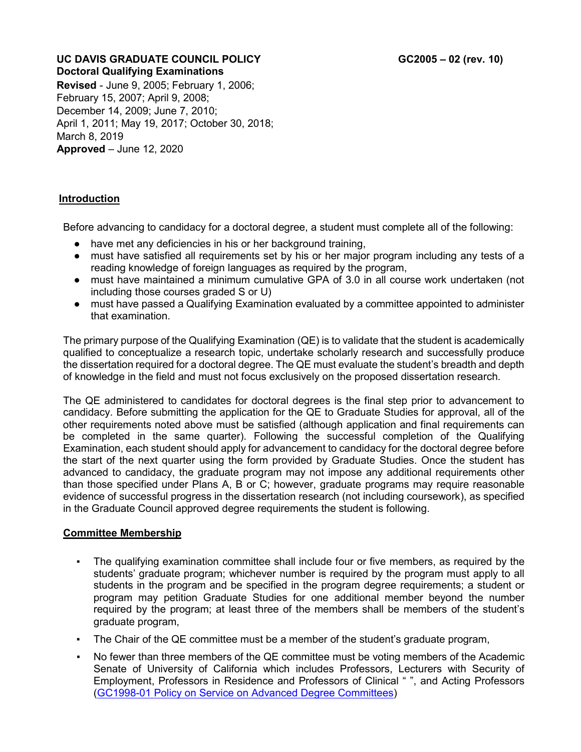**UC DAVIS GRADUATE COUNCIL POLICY** **GC2005 – 02 (rev. 10)**

**Doctoral Qualifying Examinations**

**Revised** - June 9, 2005; February 1, 2006; February 15, 2007; April 9, 2008; December 14, 2009; June 7, 2010; April 1, 2011; May 19, 2017; October 30, 2018; March 8, 2019

**Approved** – June 12, 2020

## Introduction

Before advancing to candidacy for a doctoral degree, a student must complete all of the following:

- have met any deficiencies in his or her background training,
- must have satisfied all requirements set by his or her major program including any tests of a reading knowledge of foreign languages as required by the program,
- must have maintained a minimum cumulative GPA of 3.0 in all course work undertaken (not including those courses graded S or U)
- must have passed a Qualifying Examination evaluated by a committee appointed to administer that examination.

The primary purpose of the Qualifying Examination (QE) is to validate that the student is academically qualified to conceptualize a research topic, undertake scholarly research and successfully produce the dissertation required for a doctoral degree. The QE must evaluate the student's breadth and depth of knowledge in the field and must not focus exclusively on the proposed dissertation research.

The QE administered to candidates for doctoral degrees is the final step prior to advancement to candidacy. Before submitting the application for the QE to Graduate Studies for approval, all of the other requirements noted above must be satisfied (although application and final requirements can be completed in the same quarter). Following the successful completion of the Qualifying Examination, each student should apply for advancement to candidacy for the doctoral degree before the start of the next quarter using the form provided by Graduate Studies. Once the student has advanced to candidacy, the graduate program may not impose any additional requirements other than those specified under Plans A, B or C; however, graduate programs may require reasonable evidence of successful progress in the dissertation research (not including coursework), as specified in the Graduate Council approved degree requirements the student is following.

## Committee Membership

- The qualifying examination committee shall include four or five members, as required by the students' graduate program; whichever number is required by the program must apply to all students in the program and be specified in the program degree requirements; a student or program may petition Graduate Studies for one additional member beyond the number required by the program; at least three of the members shall be members of the student's graduate program,
- The Chair of the QE committee must be a member of the student's graduate program,
- No fewer than three members of the QE committee must be voting members of the Academic Senate of University of California which includes Professors, Lecturers with Security of Employment, Professors in Residence and Professors of Clinical " ", and Acting Professors (GC1998-01 Policy on Service on Advanced Degree Committees)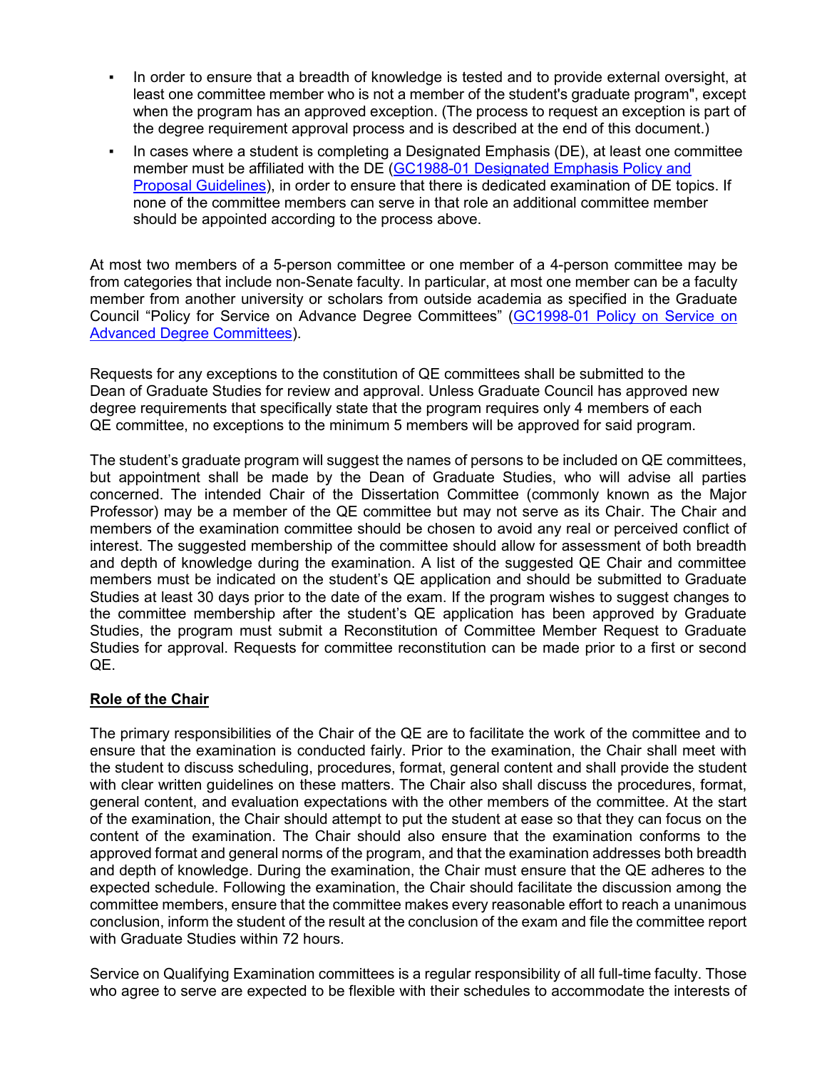- In order to ensure that a breadth of knowledge is tested and to provide external oversight, at least one committee member who is not a member of the student's graduate program", except when the program has an approved exception. (The process to request an exception is part of the degree requirement approval process and is described at the end of this document.)
- In cases where a student is completing a Designated Emphasis (DE), at least one committee member must be affiliated with the DE (GC1988-01 Designated Emphasis Policy and Proposal Guidelines), in order to ensure that there is dedicated examination of DE topics. If none of the committee members can serve in that role an additional committee member should be appointed according to the process above.

At most two members of a 5-person committee or one member of a 4-person committee may be from categories that include non-Senate faculty. In particular, at most one member can be a faculty member from another university or scholars from outside academia as specified in the Graduate Council "Policy for Service on Advance Degree Committees" (GC1998-01 Policy on Service on Advanced Degree Committees).

Requests for any exceptions to the constitution of QE committees shall be submitted to the Dean of Graduate Studies for review and approval. Unless Graduate Council has approved new degree requirements that specifically state that the program requires only 4 members of each QE committee, no exceptions to the minimum 5 members will be approved for said program.

The student's graduate program will suggest the names of persons to be included on QE committees, but appointment shall be made by the Dean of Graduate Studies, who will advise all parties concerned. The intended Chair of the Dissertation Committee (commonly known as the Major Professor) may be a member of the QE committee but may not serve as its Chair. The Chair and members of the examination committee should be chosen to avoid any real or perceived conflict of interest. The suggested membership of the committee should allow for assessment of both breadth and depth of knowledge during the examination. A list of the suggested QE Chair and committee members must be indicated on the student's QE application and should be submitted to Graduate Studies at least 30 days prior to the date of the exam. If the program wishes to suggest changes to the committee membership after the student's QE application has been approved by Graduate Studies, the program must submit a Reconstitution of Committee Member Request to Graduate Studies for approval. Requests for committee reconstitution can be made prior to a first or second QE.

**Role of the Chair**

The primary responsibilities of the Chair of the QE are to facilitate the work of the committee and to ensure that the examination is conducted fairly. Prior to the examination, the Chair shall meet with the student to discuss scheduling, procedures, format, general content and shall provide the student with clear written guidelines on these matters. The Chair also shall discuss the procedures, format, general content, and evaluation expectations with the other members of the committee. At the start of the examination, the Chair should attempt to put the student at ease so that they can focus on the content of the examination. The Chair should also ensure that the examination conforms to the approved format and general norms of the program, and that the examination addresses both breadth and depth of knowledge. During the examination, the Chair must ensure that the QE adheres to the expected schedule. Following the examination, the Chair should facilitate the discussion among the committee members, ensure that the committee makes every reasonable effort to reach a unanimous conclusion, inform the student of the result at the conclusion of the exam and file the committee report with Graduate Studies within 72 hours.

Service on Qualifying Examination committees is a regular responsibility of all full-time faculty. Those who agree to serve are expected to be flexible with their schedules to accommodate the interests of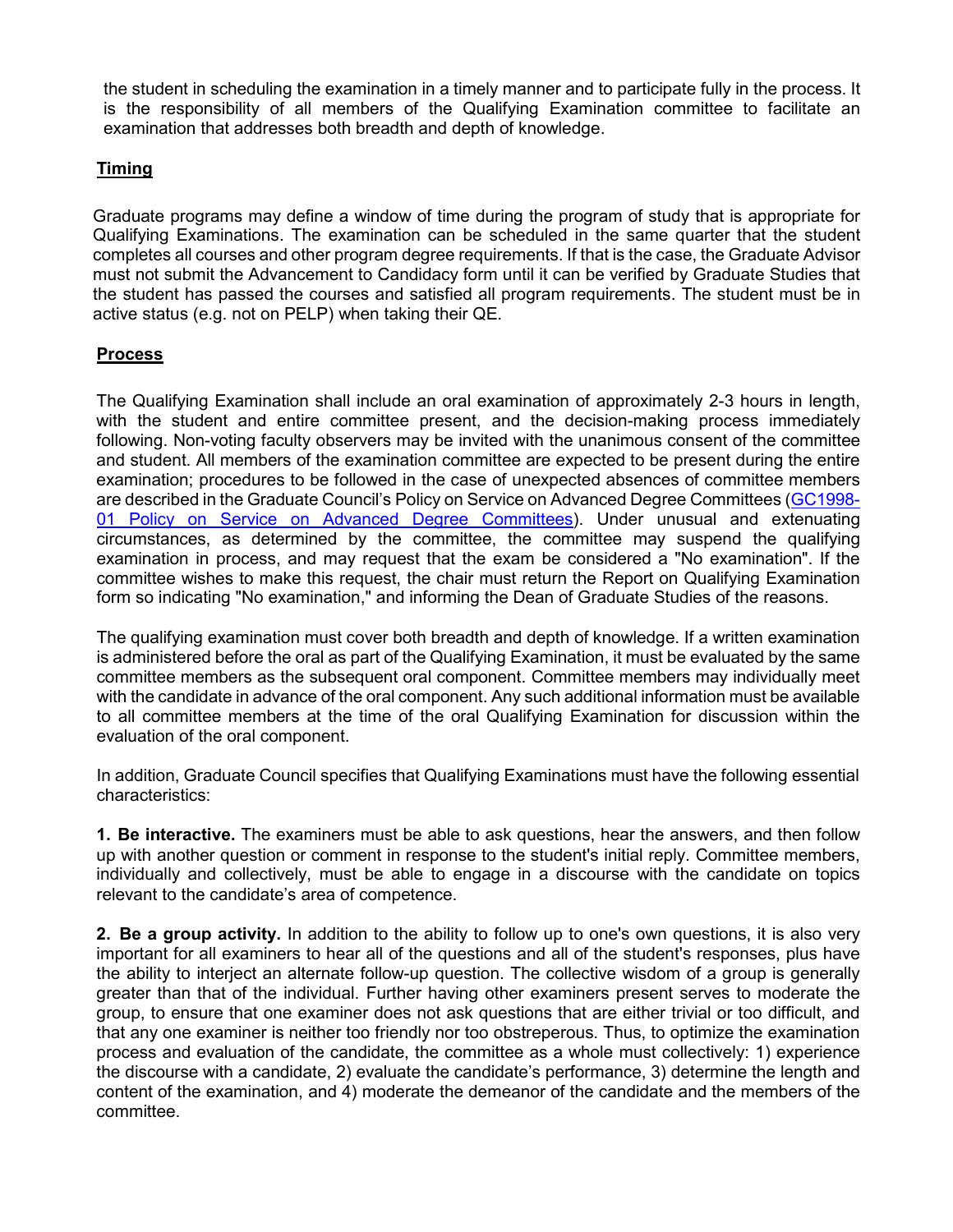the student in scheduling the examination in a timely manner and to participate fully in the process. It is the responsibility of all members of the Qualifying Examination committee to facilitate an examination that addresses both breadth and depth of knowledge.

## Timing

Graduate programs may define a window of time during the program of study that is appropriate for Qualifying Examinations. The examination can be scheduled in the same quarter that the student completes all courses and other program degree requirements. If that is the case, the Graduate Advisor must not submit the Advancement to Candidacy form until it can be verified by Graduate Studies that the student has passed the courses and satisfied all program requirements. The student must be in active status (e.g. not on PELP) when taking their QE.

## Process

The Qualifying Examination shall include an oral examination of approximately 2-3 hours in length, with the student and entire committee present, and the decision-making process immediately following. Non-voting faculty observers may be invited with the unanimous consent of the committee and student. All members of the examination committee are expected to be present during the entire examination; procedures to be followed in the case of unexpected absences of committee members are described in the Graduate Council's Policy on Service on Advanced Degree Committees ([GC1998-01 Policy on Service on Advanced Degree Committees]()). Under unusual and extenuating circumstances, as determined by the committee, the committee may suspend the qualifying examination in process, and may request that the exam be considered a "No examination". If the committee wishes to make this request, the chair must return the Report on Qualifying Examination form so indicating "No examination," and informing the Dean of Graduate Studies of the reasons.

The qualifying examination must cover both breadth and depth of knowledge. If a written examination is administered before the oral as part of the Qualifying Examination, it must be evaluated by the same committee members as the subsequent oral component. Committee members may individually meet with the candidate in advance of the oral component. Any such additional information must be available to all committee members at the time of the oral Qualifying Examination for discussion within the evaluation of the oral component.

In addition, Graduate Council specifies that Qualifying Examinations must have the following essential characteristics:

**1. Be interactive.** The examiners must be able to ask questions, hear the answers, and then follow up with another question or comment in response to the student's initial reply. Committee members, individually and collectively, must be able to engage in a discourse with the candidate on topics relevant to the candidate's area of competence.

**2. Be a group activity.** In addition to the ability to follow up to one's own questions, it is also very important for all examiners to hear all of the questions and all of the student's responses, plus have the ability to interject an alternate follow-up question. The collective wisdom of a group is generally greater than that of the individual. Further having other examiners present serves to moderate the group, to ensure that one examiner does not ask questions that are either trivial or too difficult, and that any one examiner is neither too friendly nor too obstreperous. Thus, to optimize the examination process and evaluation of the candidate, the committee as a whole must collectively: 1) experience the discourse with a candidate, 2) evaluate the candidate's performance, 3) determine the length and content of the examination, and 4) moderate the demeanor of the candidate and the members of the committee.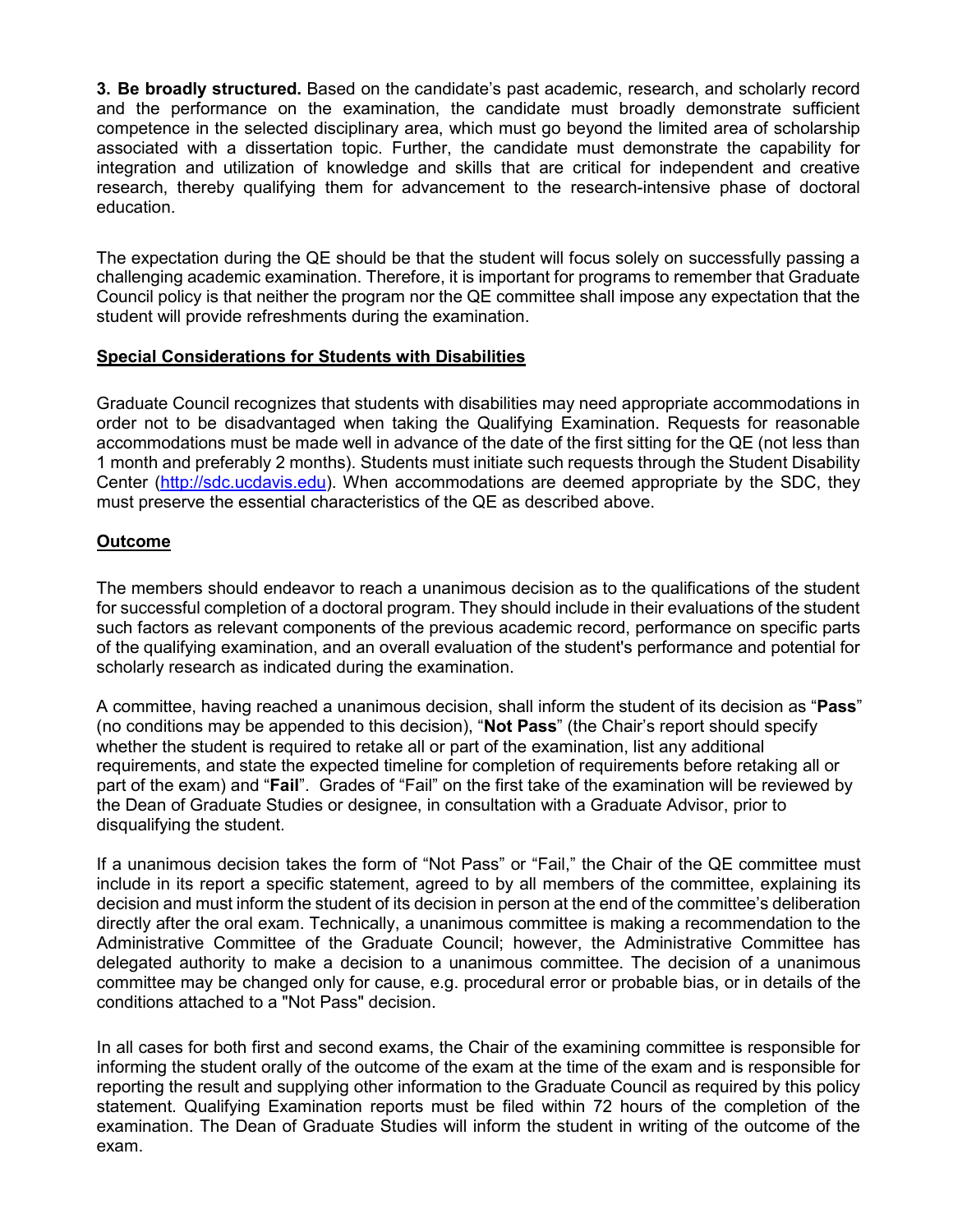**3. Be broadly structured.** Based on the candidate's past academic, research, and scholarly record and the performance on the examination, the candidate must broadly demonstrate sufficient competence in the selected disciplinary area, which must go beyond the limited area of scholarship associated with a dissertation topic. Further, the candidate must demonstrate the capability for integration and utilization of knowledge and skills that are critical for independent and creative research, thereby qualifying them for advancement to the research-intensive phase of doctoral education.

The expectation during the QE should be that the student will focus solely on successfully passing a challenging academic examination. Therefore, it is important for programs to remember that Graduate Council policy is that neither the program nor the QE committee shall impose any expectation that the student will provide refreshments during the examination.

## Special Considerations for Students with Disabilities

Graduate Council recognizes that students with disabilities may need appropriate accommodations in order not to be disadvantaged when taking the Qualifying Examination. Requests for reasonable accommodations must be made well in advance of the date of the first sitting for the QE (not less than 1 month and preferably 2 months). Students must initiate such requests through the Student Disability Center (http://sdc.ucdavis.edu). When accommodations are deemed appropriate by the SDC, they must preserve the essential characteristics of the QE as described above.

## Outcome

The members should endeavor to reach a unanimous decision as to the qualifications of the student for successful completion of a doctoral program. They should include in their evaluations of the student such factors as relevant components of the previous academic record, performance on specific parts of the qualifying examination, and an overall evaluation of the student's performance and potential for scholarly research as indicated during the examination.

A committee, having reached a unanimous decision, shall inform the student of its decision as "**Pass**" (no conditions may be appended to this decision), "**Not Pass**" (the Chair's report should specify whether the student is required to retake all or part of the examination, list any additional requirements, and state the expected timeline for completion of requirements before retaking all or part of the exam) and "**Fail**". Grades of "Fail" on the first take of the examination will be reviewed by the Dean of Graduate Studies or designee, in consultation with a Graduate Advisor, prior to disqualifying the student.

If a unanimous decision takes the form of "Not Pass" or "Fail," the Chair of the QE committee must include in its report a specific statement, agreed to by all members of the committee, explaining its decision and must inform the student of its decision in person at the end of the committee's deliberation directly after the oral exam. Technically, a unanimous committee is making a recommendation to the Administrative Committee of the Graduate Council; however, the Administrative Committee has delegated authority to make a decision to a unanimous committee. The decision of a unanimous committee may be changed only for cause, e.g. procedural error or probable bias, or in details of the conditions attached to a "Not Pass" decision.

In all cases for both first and second exams, the Chair of the examining committee is responsible for informing the student orally of the outcome of the exam at the time of the exam and is responsible for reporting the result and supplying other information to the Graduate Council as required by this policy statement. Qualifying Examination reports must be filed within 72 hours of the completion of the examination. The Dean of Graduate Studies will inform the student in writing of the outcome of the exam.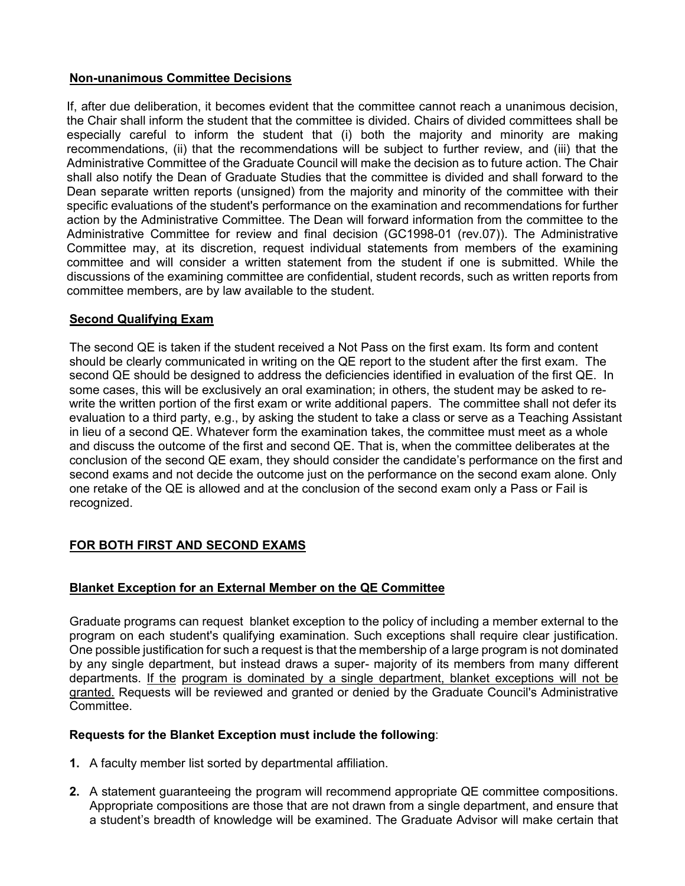## Non-unanimous Committee Decisions

If, after due deliberation, it becomes evident that the committee cannot reach a unanimous decision, the Chair shall inform the student that the committee is divided. Chairs of divided committees shall be especially careful to inform the student that (i) both the majority and minority are making recommendations, (ii) that the recommendations will be subject to further review, and (iii) that the Administrative Committee of the Graduate Council will make the decision as to future action. The Chair shall also notify the Dean of Graduate Studies that the committee is divided and shall forward to the Dean separate written reports (unsigned) from the majority and minority of the committee with their specific evaluations of the student's performance on the examination and recommendations for further action by the Administrative Committee. The Dean will forward information from the committee to the Administrative Committee for review and final decision (GC1998-01 (rev.07)). The Administrative Committee may, at its discretion, request individual statements from members of the examining committee and will consider a written statement from the student if one is submitted. While the discussions of the examining committee are confidential, student records, such as written reports from committee members, are by law available to the student.

## Second Qualifying Exam

The second QE is taken if the student received a Not Pass on the first exam. Its form and content should be clearly communicated in writing on the QE report to the student after the first exam. The second QE should be designed to address the deficiencies identified in evaluation of the first QE. In some cases, this will be exclusively an oral examination; in others, the student may be asked to re-write the written portion of the first exam or write additional papers. The committee shall not defer its evaluation to a third party, e.g., by asking the student to take a class or serve as a Teaching Assistant in lieu of a second QE. Whatever form the examination takes, the committee must meet as a whole and discuss the outcome of the first and second QE. That is, when the committee deliberates at the conclusion of the second QE exam, they should consider the candidate's performance on the first and second exams and not decide the outcome just on the performance on the second exam alone. Only one retake of the QE is allowed and at the conclusion of the second exam only a Pass or Fail is recognized.

## FOR BOTH FIRST AND SECOND EXAMS

### Blanket Exception for an External Member on the QE Committee

Graduate programs can request blanket exception to the policy of including a member external to the program on each student's qualifying examination. Such exceptions shall require clear justification. One possible justification for such a request is that the membership of a large program is not dominated by any single department, but instead draws a super- majority of its members from many different departments. If the program is dominated by a single department, blanket exceptions will not be granted. Requests will be reviewed and granted or denied by the Graduate Council's Administrative Committee.

**Requests for the Blanket Exception must include the following**:

1. A faculty member list sorted by departmental affiliation.
2. A statement guaranteeing the program will recommend appropriate QE committee compositions. Appropriate compositions are those that are not drawn from a single department, and ensure that a student's breadth of knowledge will be examined. The Graduate Advisor will make certain that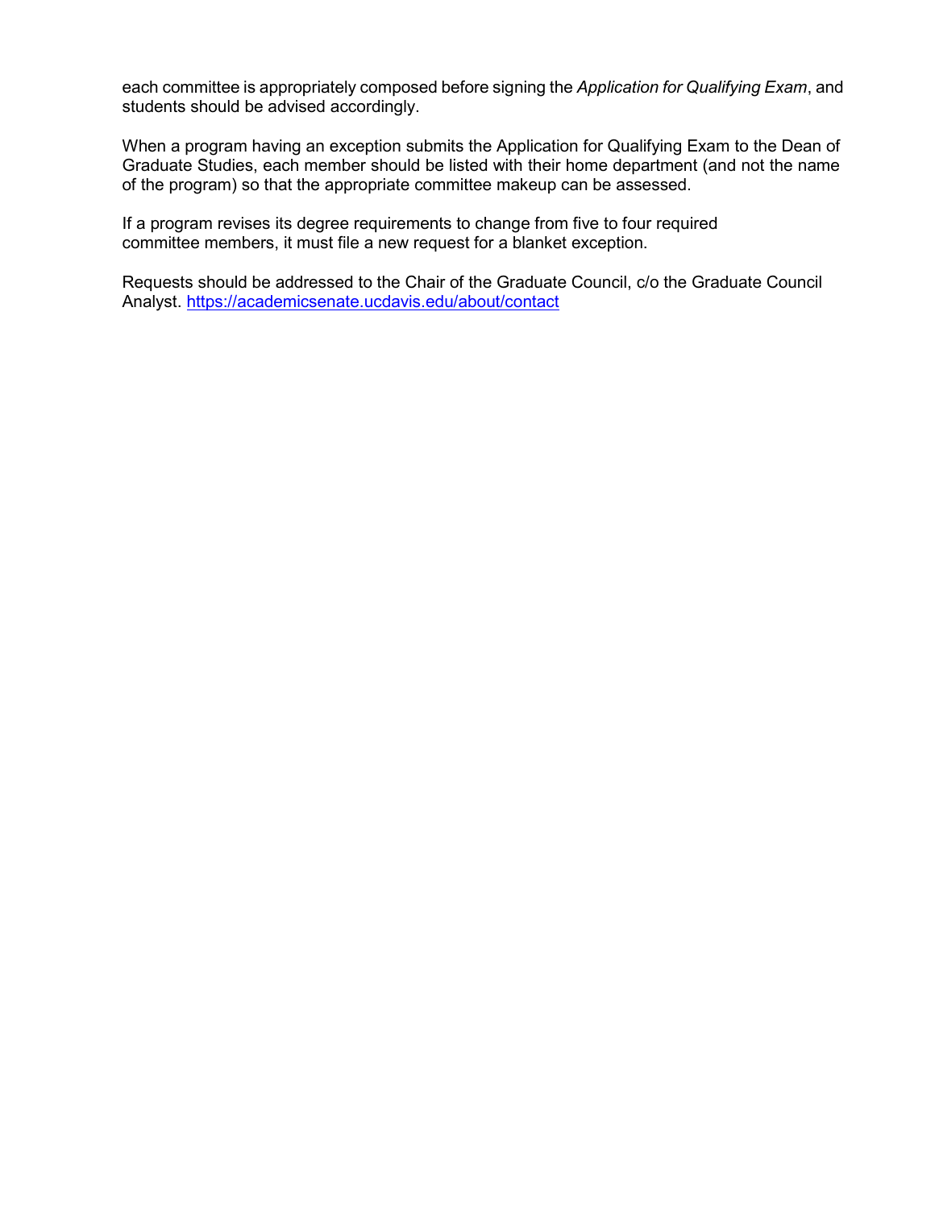each committee is appropriately composed before signing the *Application for Qualifying Exam*, and students should be advised accordingly.

When a program having an exception submits the Application for Qualifying Exam to the Dean of Graduate Studies, each member should be listed with their home department (and not the name of the program) so that the appropriate committee makeup can be assessed.

If a program revises its degree requirements to change from five to four required committee members, it must file a new request for a blanket exception.

Requests should be addressed to the Chair of the Graduate Council, c/o the Graduate Council Analyst. https://academicsenate.ucdavis.edu/about/contact